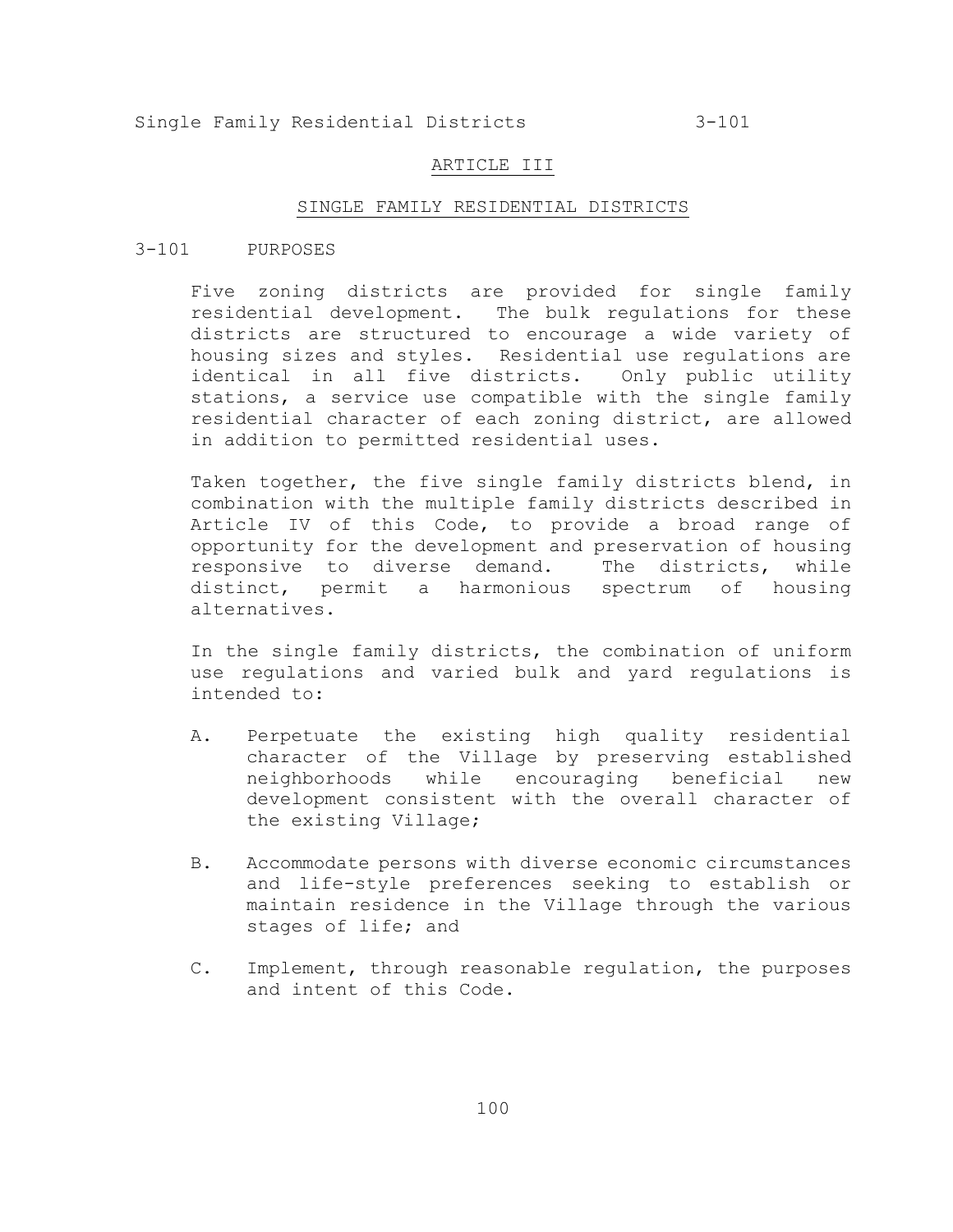# ARTICLE III

## SINGLE FAMILY RESIDENTIAL DISTRICTS

### 3-101 PURPOSES

Five zoning districts are provided for single family residential development. The bulk regulations for these districts are structured to encourage a wide variety of housing sizes and styles. Residential use regulations are identical in all five districts. Only public utility stations, a service use compatible with the single family residential character of each zoning district, are allowed in addition to permitted residential uses.

Taken together, the five single family districts blend, in combination with the multiple family districts described in Article IV of this Code, to provide a broad range of opportunity for the development and preservation of housing responsive to diverse demand. The districts, while distinct, permit a harmonious spectrum of housing alternatives.

In the single family districts, the combination of uniform use regulations and varied bulk and yard regulations is intended to:

A. Perpetuate the existing high quality residential character of the Village by preserving established neighborhoods while encouraging beneficial new development consistent with the overall character of the existing Village;

B. Accommodate persons with diverse economic circumstances and life-style preferences seeking to establish or maintain residence in the Village through the various stages of life; and

C. Implement, through reasonable regulation, the purposes and intent of this Code.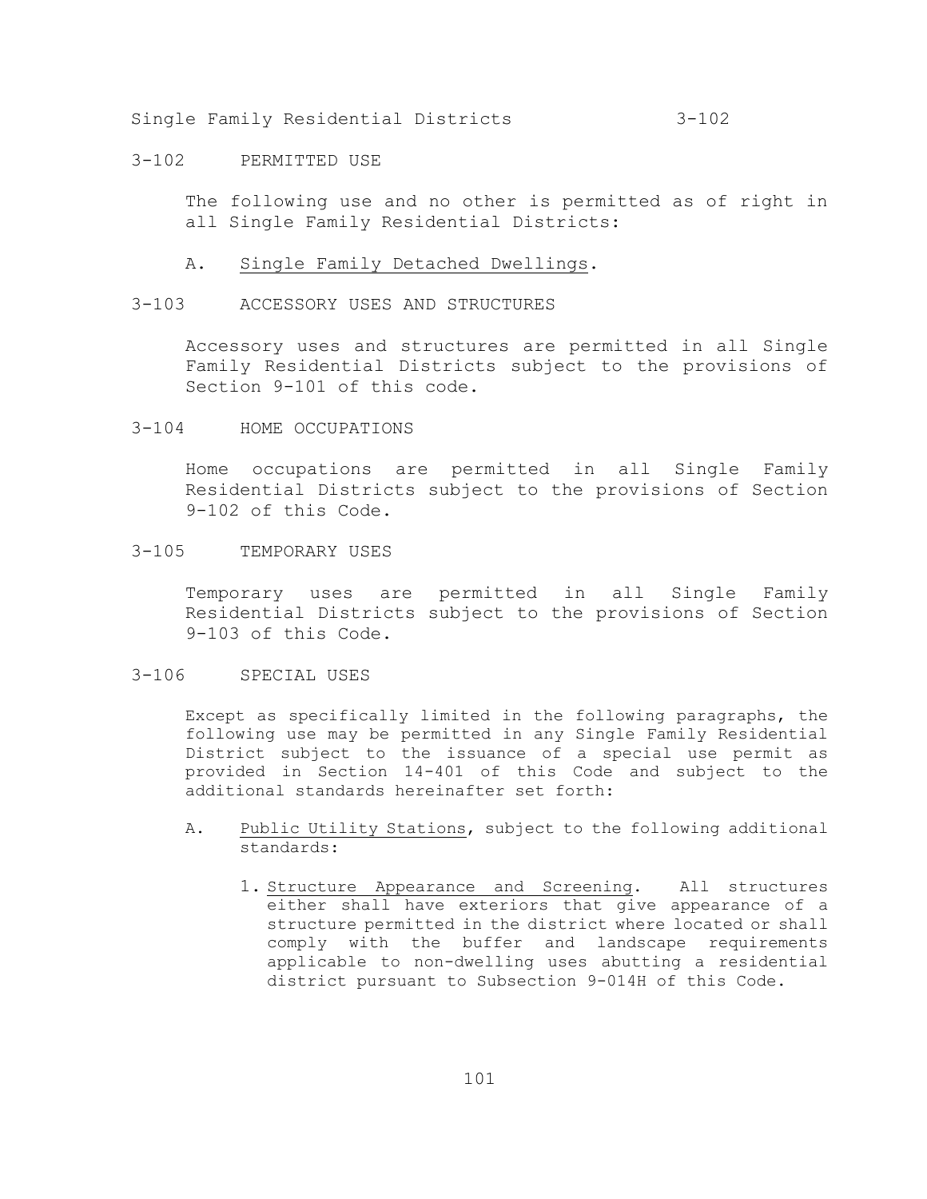## 3-102 PERMITTED USE

The following use and no other is permitted as of right in all Single Family Residential Districts:

A. Single Family Detached Dwellings.

## 3-103 ACCESSORY USES AND STRUCTURES

Accessory uses and structures are permitted in all Single Family Residential Districts subject to the provisions of Section 9-101 of this code.

## 3-104 HOME OCCUPATIONS

Home occupations are permitted in all Single Family Residential Districts subject to the provisions of Section 9-102 of this Code.

## 3-105 TEMPORARY USES

Temporary uses are permitted in all Single Family Residential Districts subject to the provisions of Section 9-103 of this Code.

## 3-106 SPECIAL USES

Except as specifically limited in the following paragraphs, the following use may be permitted in any Single Family Residential District subject to the issuance of a special use permit as provided in Section 14-401 of this Code and subject to the additional standards hereinafter set forth:

A. Public Utility Stations, subject to the following additional standards:

   1. Structure Appearance and Screening. All structures either shall have exteriors that give appearance of a structure permitted in the district where located or shall comply with the buffer and landscape requirements applicable to non-dwelling uses abutting a residential district pursuant to Subsection 9-014H of this Code.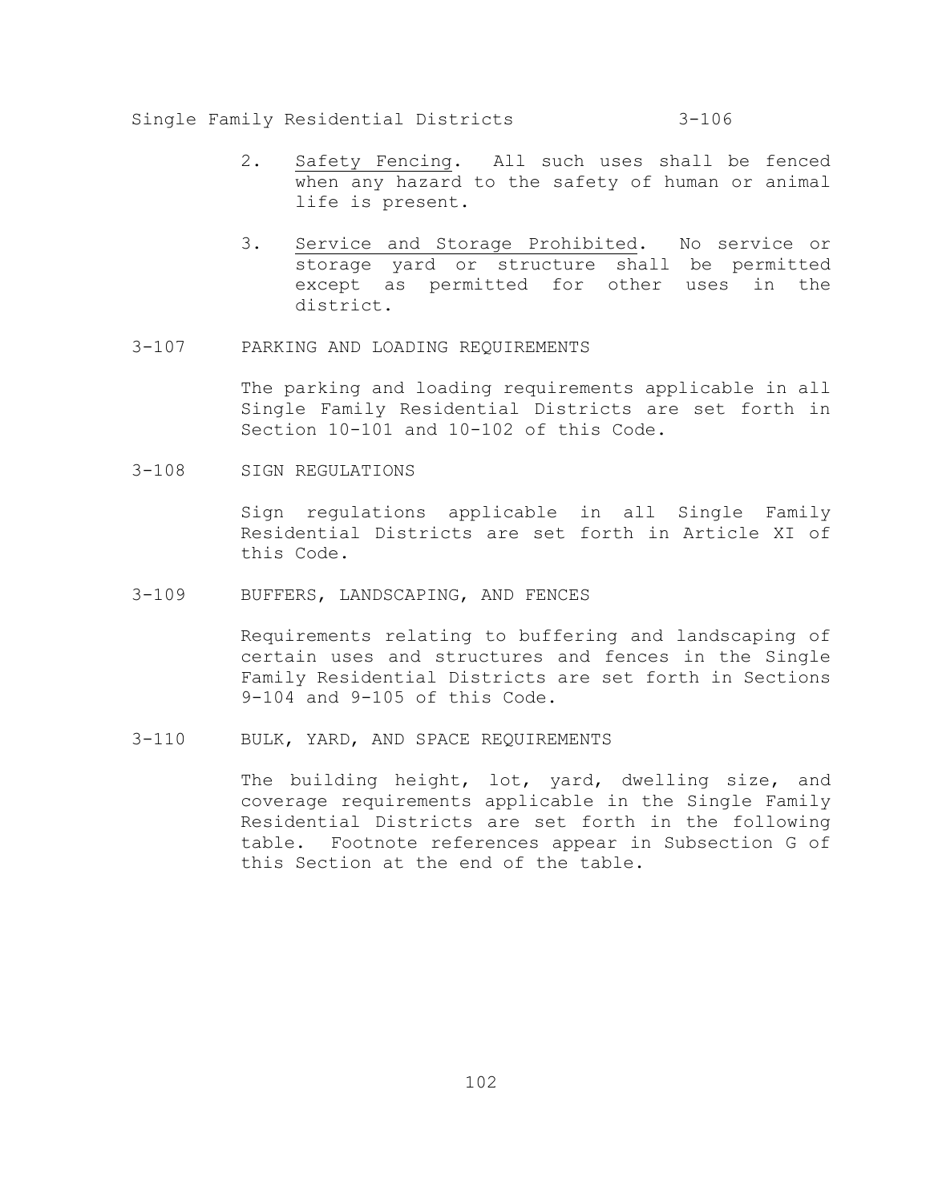2. Safety Fencing. All such uses shall be fenced when any hazard to the safety of human or animal life is present.

3. Service and Storage Prohibited. No service or storage yard or structure shall be permitted except as permitted for other uses in the district.

## 3-107 PARKING AND LOADING REQUIREMENTS

The parking and loading requirements applicable in all Single Family Residential Districts are set forth in Section 10-101 and 10-102 of this Code.

## 3-108 SIGN REGULATIONS

Sign regulations applicable in all Single Family Residential Districts are set forth in Article XI of this Code.

## 3-109 BUFFERS, LANDSCAPING, AND FENCES

Requirements relating to buffering and landscaping of certain uses and structures and fences in the Single Family Residential Districts are set forth in Sections 9-104 and 9-105 of this Code.

## 3-110 BULK, YARD, AND SPACE REQUIREMENTS

The building height, lot, yard, dwelling size, and coverage requirements applicable in the Single Family Residential Districts are set forth in the following table. Footnote references appear in Subsection G of this Section at the end of the table.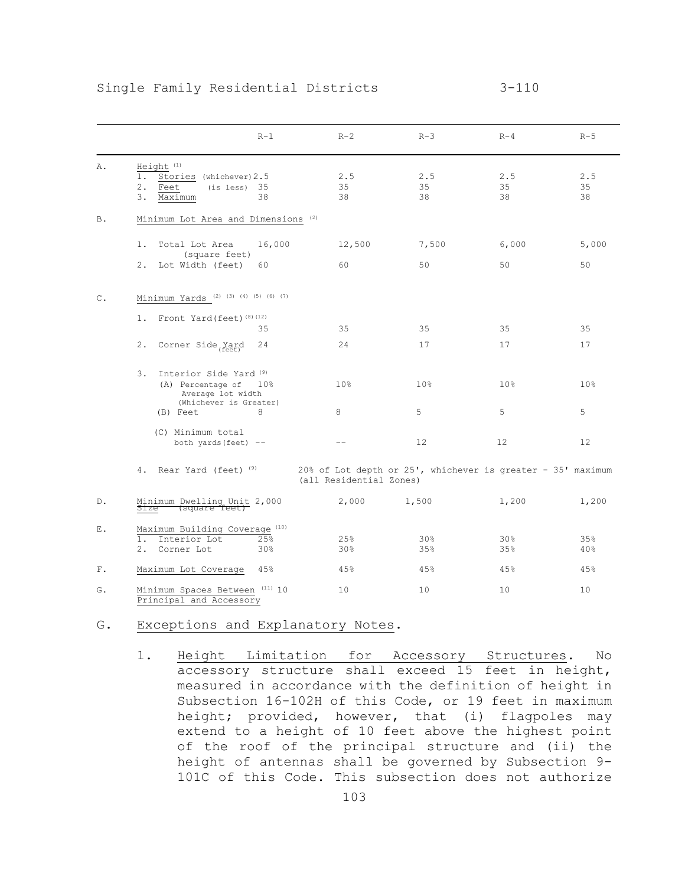Single Family Residential Districts 3-110

| | | R-1 | R-2 | R-3 | R-4 | R-5 |
|---|---|---|---|---|---|---|
| A. | Height [(1)] | | | | | |
| | 1. Stories (whichever) | 2.5 | 2.5 | 2.5 | 2.5 | 2.5 |
| | 2. Feet (is less) | 35 | 35 | 35 | 35 | 35 |
| | 3. Maximum | 38 | 38 | 38 | 38 | 38 |
| B. | Minimum Lot Area and Dimensions [(2)] | | | | | |
| | 1. Total Lot Area (square feet) | 16,000 | 12,500 | 7,500 | 6,000 | 5,000 |
| | 2. Lot Width (feet) | 60 | 60 | 50 | 50 | 50 |
| C. | Minimum Yards [(2) (3) (4) (5) (6) (7)] | | | | | |
| | 1. Front Yard(feet) [(8)(12)] | 35 | 35 | 35 | 35 | 35 |
| | 2. Corner Side Yard (feet) | 24 | 24 | 17 | 17 | 17 |
| | 3. Interior Side Yard [(9)] | | | | | |
| | (A) Percentage of Average lot width (Whichever is Greater) | 10% | 10% | 10% | 10% | 10% |
| | (B) Feet | 8 | 8 | 5 | 5 | 5 |
| | (C) Minimum total both yards(feet) | -- | -- | 12 | 12 | 12 |
| | 4. Rear Yard (feet) [(9)] | 20% of Lot depth or 25', whichever is greater - 35' maximum (all Residential Zones) | | | | |
| D. | Minimum Dwelling Unit Size (square feet) | 2,000 | 2,000 | 1,500 | 1,200 | 1,200 |
| E. | Maximum Building Coverage [(10)] | | | | | |
| | 1. Interior Lot | 25% | 25% | 30% | 30% | 35% |
| | 2. Corner Lot | 30% | 30% | 35% | 35% | 40% |
| F. | Maximum Lot Coverage | 45% | 45% | 45% | 45% | 45% |
| G. | Minimum Spaces Between [(11)] Principal and Accessory | 10 | 10 | 10 | 10 | 10 |

G. Exceptions and Explanatory Notes.

1. Height Limitation for Accessory Structures. No accessory structure shall exceed 15 feet in height, measured in accordance with the definition of height in Subsection 16-102H of this Code, or 19 feet in maximum height; provided, however, that (i) flagpoles may extend to a height of 10 feet above the highest point of the roof of the principal structure and (ii) the height of antennas shall be governed by Subsection 9-101C of this Code. This subsection does not authorize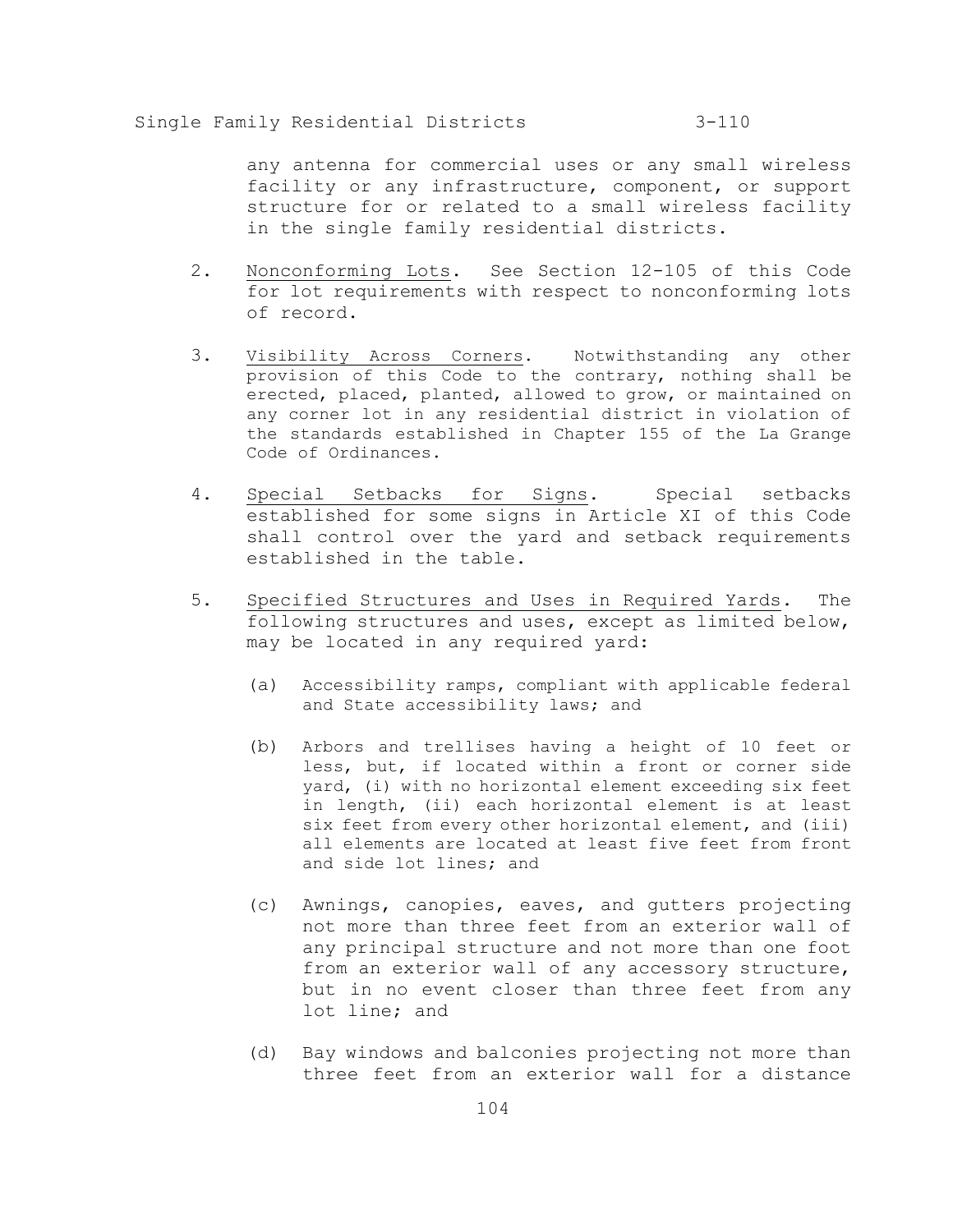any antenna for commercial uses or any small wireless facility or any infrastructure, component, or support structure for or related to a small wireless facility in the single family residential districts.

2. Nonconforming Lots. See Section 12-105 of this Code for lot requirements with respect to nonconforming lots of record.

3. Visibility Across Corners. Notwithstanding any other provision of this Code to the contrary, nothing shall be erected, placed, planted, allowed to grow, or maintained on any corner lot in any residential district in violation of the standards established in Chapter 155 of the La Grange Code of Ordinances.

4. Special Setbacks for Signs. Special setbacks established for some signs in Article XI of this Code shall control over the yard and setback requirements established in the table.

5. Specified Structures and Uses in Required Yards. The following structures and uses, except as limited below, may be located in any required yard:

   (a) Accessibility ramps, compliant with applicable federal and State accessibility laws; and

   (b) Arbors and trellises having a height of 10 feet or less, but, if located within a front or corner side yard, (i) with no horizontal element exceeding six feet in length, (ii) each horizontal element is at least six feet from every other horizontal element, and (iii) all elements are located at least five feet from front and side lot lines; and

   (c) Awnings, canopies, eaves, and gutters projecting not more than three feet from an exterior wall of any principal structure and not more than one foot from an exterior wall of any accessory structure, but in no event closer than three feet from any lot line; and

   (d) Bay windows and balconies projecting not more than three feet from an exterior wall for a distance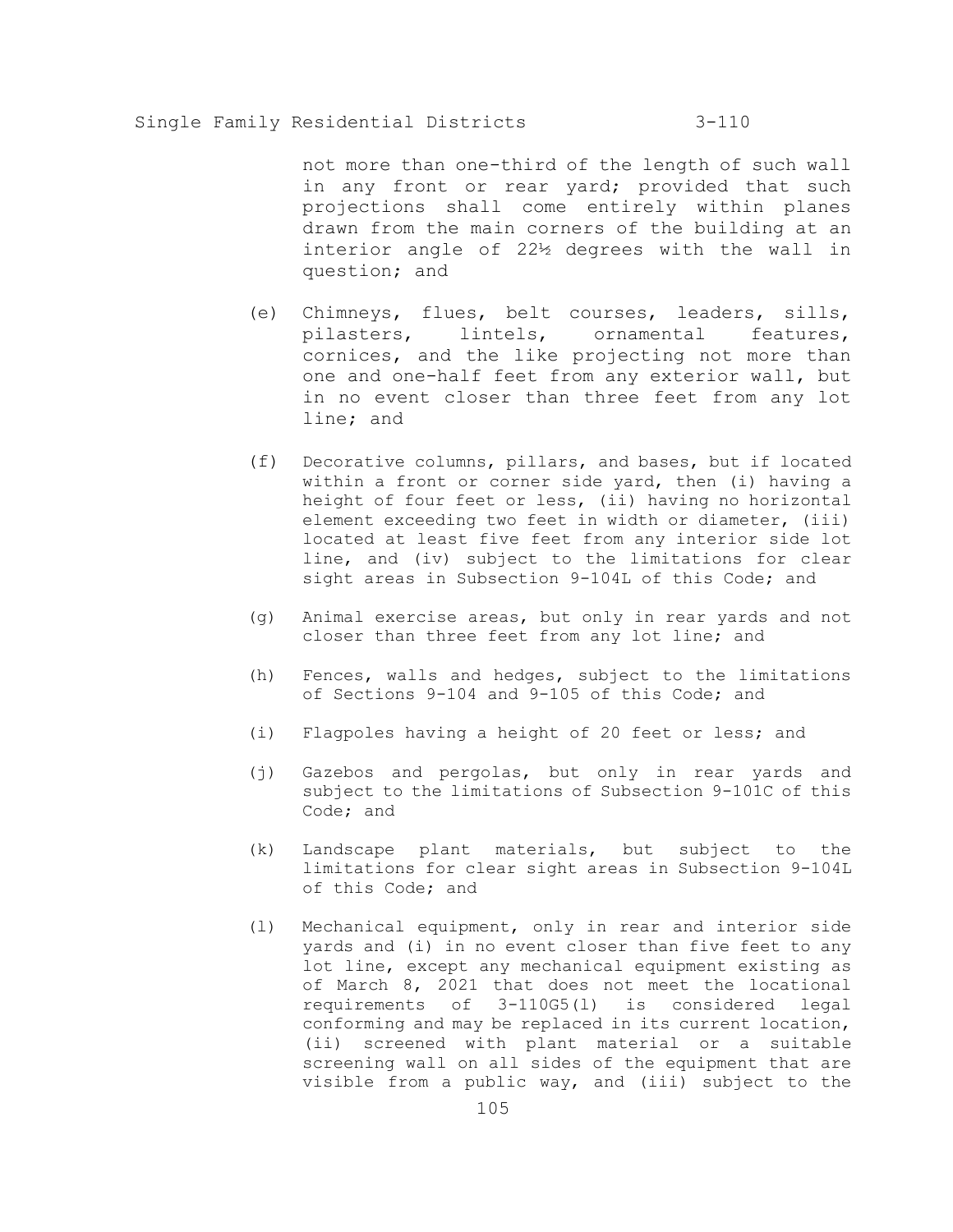not more than one-third of the length of such wall in any front or rear yard; provided that such projections shall come entirely within planes drawn from the main corners of the building at an interior angle of 22½ degrees with the wall in question; and

(e) Chimneys, flues, belt courses, leaders, sills, pilasters, lintels, ornamental features, cornices, and the like projecting not more than one and one-half feet from any exterior wall, but in no event closer than three feet from any lot line; and

(f) Decorative columns, pillars, and bases, but if located within a front or corner side yard, then (i) having a height of four feet or less, (ii) having no horizontal element exceeding two feet in width or diameter, (iii) located at least five feet from any interior side lot line, and (iv) subject to the limitations for clear sight areas in Subsection 9-104L of this Code; and

(g) Animal exercise areas, but only in rear yards and not closer than three feet from any lot line; and

(h) Fences, walls and hedges, subject to the limitations of Sections 9-104 and 9-105 of this Code; and

(i) Flagpoles having a height of 20 feet or less; and

(j) Gazebos and pergolas, but only in rear yards and subject to the limitations of Subsection 9-101C of this Code; and

(k) Landscape plant materials, but subject to the limitations for clear sight areas in Subsection 9-104L of this Code; and

(l) Mechanical equipment, only in rear and interior side yards and (i) in no event closer than five feet to any lot line, except any mechanical equipment existing as of March 8, 2021 that does not meet the locational requirements of 3-110G5(l) is considered legal conforming and may be replaced in its current location, (ii) screened with plant material or a suitable screening wall on all sides of the equipment that are visible from a public way, and (iii) subject to the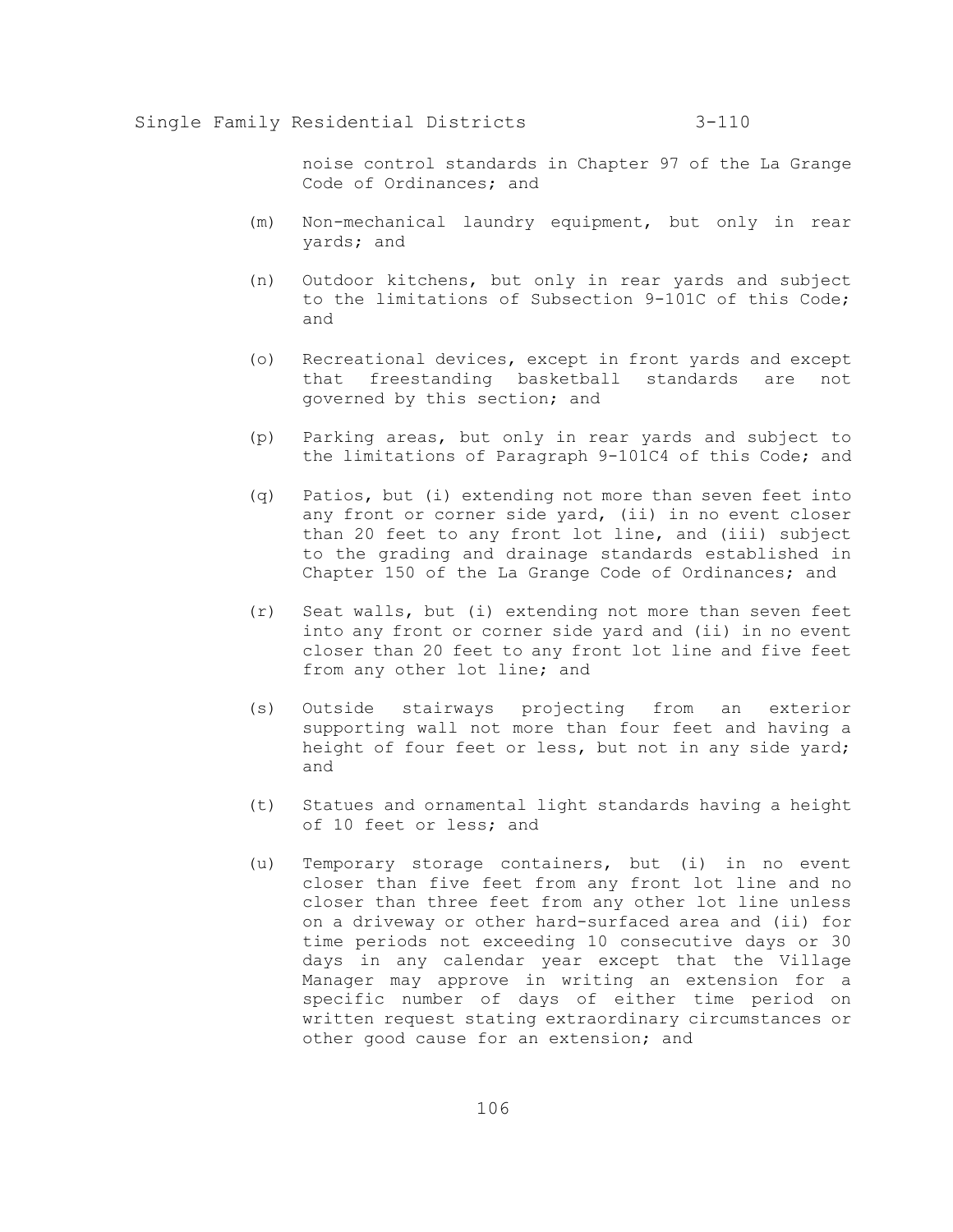noise control standards in Chapter 97 of the La Grange Code of Ordinances; and

(m) Non-mechanical laundry equipment, but only in rear yards; and

(n) Outdoor kitchens, but only in rear yards and subject to the limitations of Subsection 9-101C of this Code; and

(o) Recreational devices, except in front yards and except that freestanding basketball standards are not governed by this section; and

(p) Parking areas, but only in rear yards and subject to the limitations of Paragraph 9-101C4 of this Code; and

(q) Patios, but (i) extending not more than seven feet into any front or corner side yard, (ii) in no event closer than 20 feet to any front lot line, and (iii) subject to the grading and drainage standards established in Chapter 150 of the La Grange Code of Ordinances; and

(r) Seat walls, but (i) extending not more than seven feet into any front or corner side yard and (ii) in no event closer than 20 feet to any front lot line and five feet from any other lot line; and

(s) Outside stairways projecting from an exterior supporting wall not more than four feet and having a height of four feet or less, but not in any side yard; and

(t) Statues and ornamental light standards having a height of 10 feet or less; and

(u) Temporary storage containers, but (i) in no event closer than five feet from any front lot line and no closer than three feet from any other lot line unless on a driveway or other hard-surfaced area and (ii) for time periods not exceeding 10 consecutive days or 30 days in any calendar year except that the Village Manager may approve in writing an extension for a specific number of days of either time period on written request stating extraordinary circumstances or other good cause for an extension; and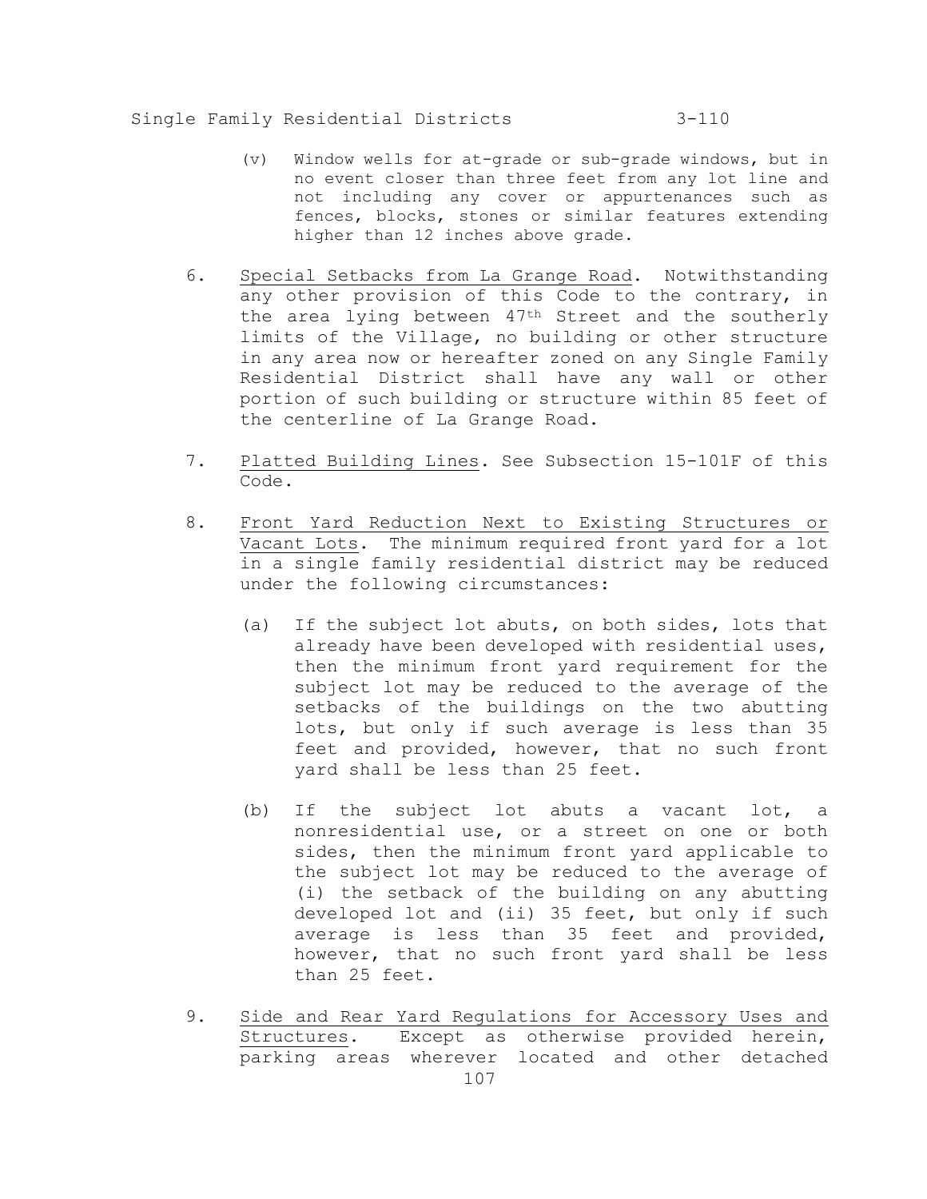(v) Window wells for at-grade or sub-grade windows, but in no event closer than three feet from any lot line and not including any cover or appurtenances such as fences, blocks, stones or similar features extending higher than 12 inches above grade.

6. Special Setbacks from La Grange Road. Notwithstanding any other provision of this Code to the contrary, in the area lying between 47th Street and the southerly limits of the Village, no building or other structure in any area now or hereafter zoned on any Single Family Residential District shall have any wall or other portion of such building or structure within 85 feet of the centerline of La Grange Road.

7. Platted Building Lines. See Subsection 15-101F of this Code.

8. Front Yard Reduction Next to Existing Structures or Vacant Lots. The minimum required front yard for a lot in a single family residential district may be reduced under the following circumstances:

   (a) If the subject lot abuts, on both sides, lots that already have been developed with residential uses, then the minimum front yard requirement for the subject lot may be reduced to the average of the setbacks of the buildings on the two abutting lots, but only if such average is less than 35 feet and provided, however, that no such front yard shall be less than 25 feet.

   (b) If the subject lot abuts a vacant lot, a nonresidential use, or a street on one or both sides, then the minimum front yard applicable to the subject lot may be reduced to the average of (i) the setback of the building on any abutting developed lot and (ii) 35 feet, but only if such average is less than 35 feet and provided, however, that no such front yard shall be less than 25 feet.

9. Side and Rear Yard Regulations for Accessory Uses and Structures. Except as otherwise provided herein, parking areas wherever located and other detached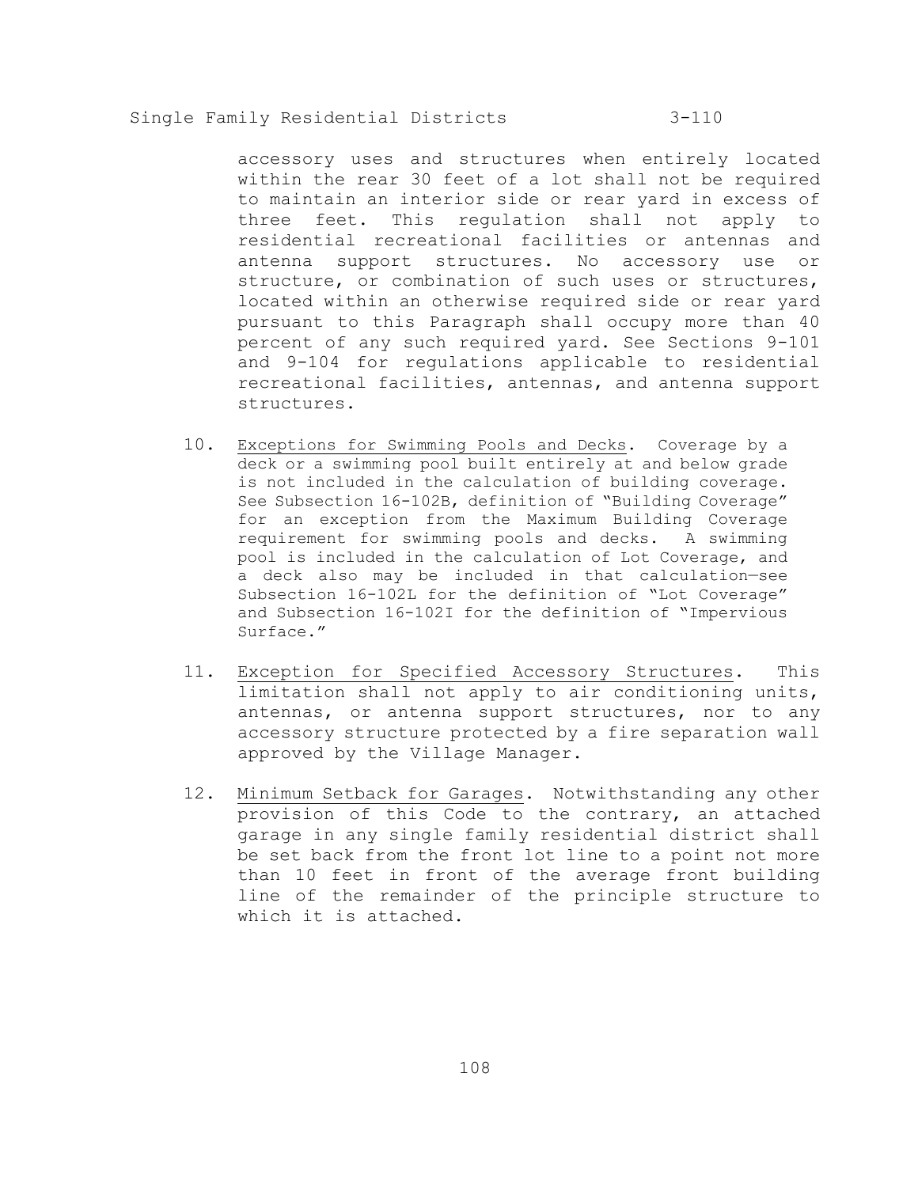accessory uses and structures when entirely located within the rear 30 feet of a lot shall not be required to maintain an interior side or rear yard in excess of three feet. This regulation shall not apply to residential recreational facilities or antennas and antenna support structures. No accessory use or structure, or combination of such uses or structures, located within an otherwise required side or rear yard pursuant to this Paragraph shall occupy more than 40 percent of any such required yard. See Sections 9-101 and 9-104 for regulations applicable to residential recreational facilities, antennas, and antenna support structures.

10. <u>Exceptions for Swimming Pools and Decks</u>. Coverage by a deck or a swimming pool built entirely at and below grade is not included in the calculation of building coverage. See Subsection 16-102B, definition of "Building Coverage" for an exception from the Maximum Building Coverage requirement for swimming pools and decks. A swimming pool is included in the calculation of Lot Coverage, and a deck also may be included in that calculation—see Subsection 16-102L for the definition of "Lot Coverage" and Subsection 16-102I for the definition of "Impervious Surface."

11. <u>Exception for Specified Accessory Structures</u>. This limitation shall not apply to air conditioning units, antennas, or antenna support structures, nor to any accessory structure protected by a fire separation wall approved by the Village Manager.

12. <u>Minimum Setback for Garages</u>. Notwithstanding any other provision of this Code to the contrary, an attached garage in any single family residential district shall be set back from the front lot line to a point not more than 10 feet in front of the average front building line of the remainder of the principle structure to which it is attached.